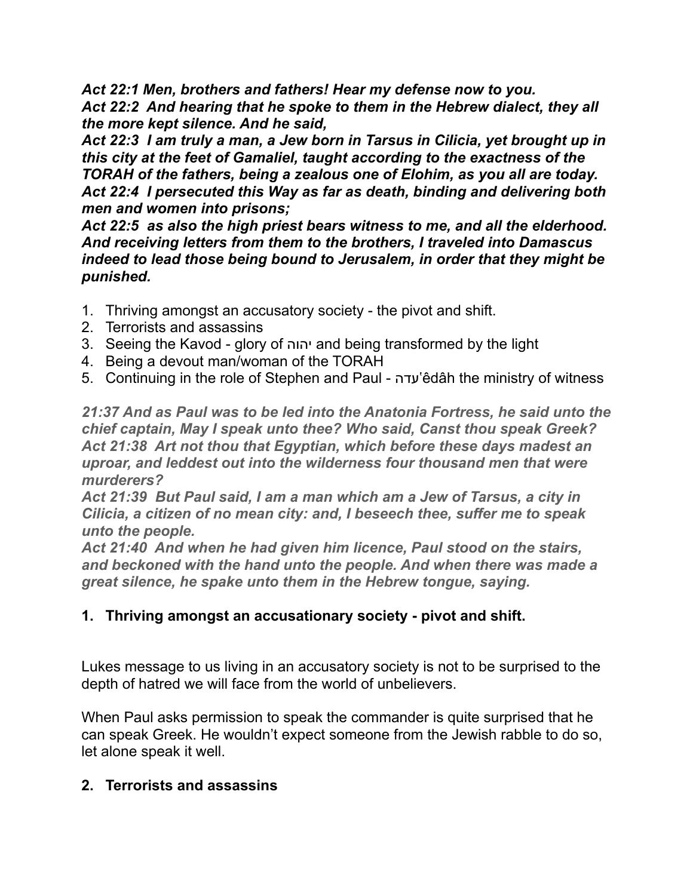***Act 22:1 Men, brothers and fathers! Hear my defense now to you.***
***Act 22:2 And hearing that he spoke to them in the Hebrew dialect, they all the more kept silence. And he said,***
***Act 22:3 I am truly a man, a Jew born in Tarsus in Cilicia, yet brought up in this city at the feet of Gamaliel, taught according to the exactness of the TORAH of the fathers, being a zealous one of Elohim, as you all are today.***
***Act 22:4 I persecuted this Way as far as death, binding and delivering both men and women into prisons;***
***Act 22:5 as also the high priest bears witness to me, and all the elderhood. And receiving letters from them to the brothers, I traveled into Damascus indeed to lead those being bound to Jerusalem, in order that they might be punished.***

1. Thriving amongst an accusatory society - the pivot and shift.
2. Terrorists and assassins
3. Seeing the Kavod - glory of יהוה and being transformed by the light
4. Being a devout man/woman of the TORAH
5. Continuing in the role of Stephen and Paul - עדה'êdâh the ministry of witness

***21:37 And as Paul was to be led into the Anatonia Fortress, he said unto the chief captain, May I speak unto thee? Who said, Canst thou speak Greek?***
***Act 21:38 Art not thou that Egyptian, which before these days madest an uproar, and leddest out into the wilderness four thousand men that were murderers?***
***Act 21:39 But Paul said, I am a man which am a Jew of Tarsus, a city in Cilicia, a citizen of no mean city: and, I beseech thee, suffer me to speak unto the people.***
***Act 21:40 And when he had given him licence, Paul stood on the stairs, and beckoned with the hand unto the people. And when there was made a great silence, he spake unto them in the Hebrew tongue, saying.***

## 1. Thriving amongst an accusationary society - pivot and shift.

Lukes message to us living in an accusatory society is not to be surprised to the depth of hatred we will face from the world of unbelievers.

When Paul asks permission to speak the commander is quite surprised that he can speak Greek. He wouldn't expect someone from the Jewish rabble to do so, let alone speak it well.

## 2. Terrorists and assassins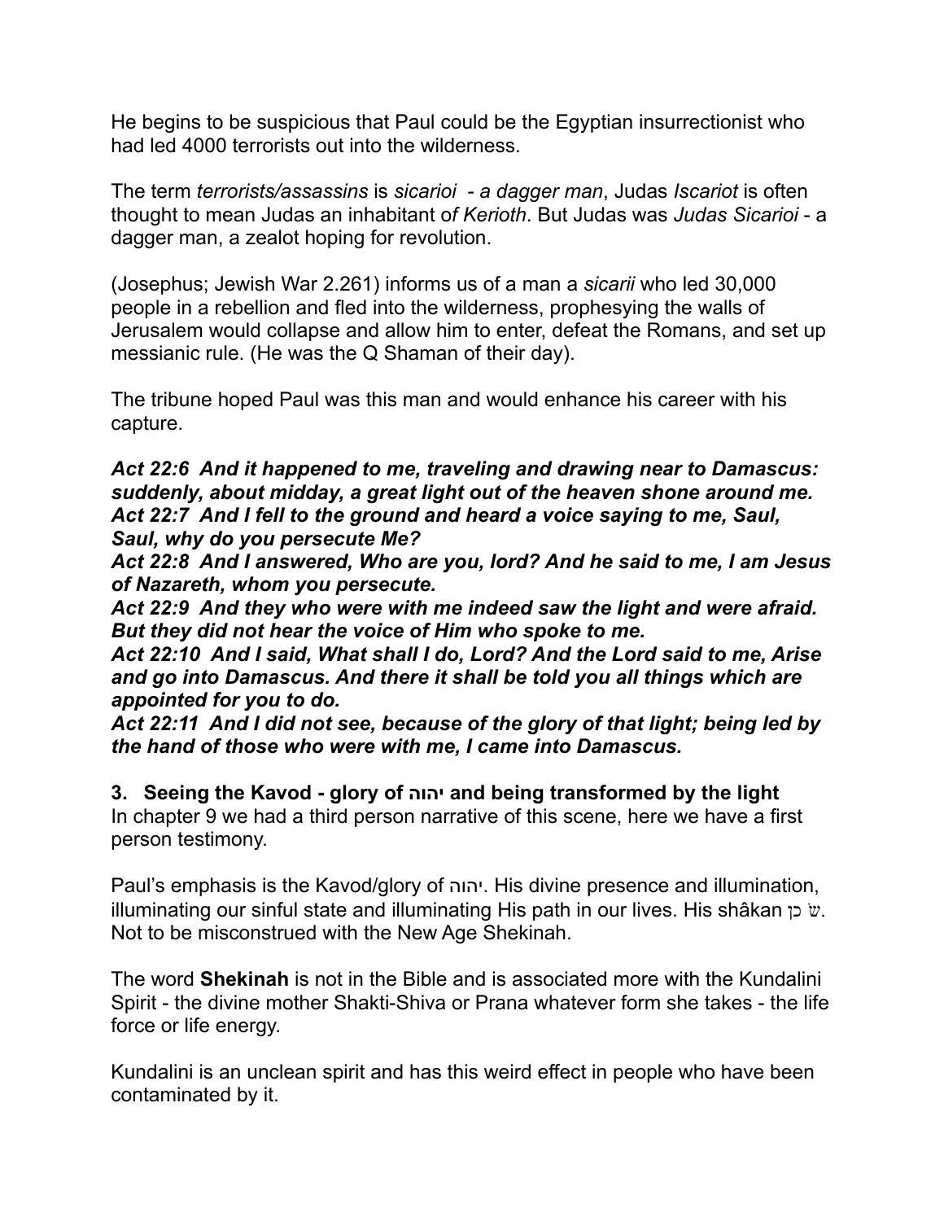He begins to be suspicious that Paul could be the Egyptian insurrectionist who had led 4000 terrorists out into the wilderness.

The term *terrorists/assassins* is *sicarioi - a dagger man*, Judas *Iscariot* is often thought to mean Judas an inhabitant o*f Kerioth*. But Judas was *Judas Sicarioi* - a dagger man, a zealot hoping for revolution.

(Josephus; Jewish War 2.261) informs us of a man a *sicarii* who led 30,000 people in a rebellion and fled into the wilderness, prophesying the walls of Jerusalem would collapse and allow him to enter, defeat the Romans, and set up messianic rule. (He was the Q Shaman of their day).

The tribune hoped Paul was this man and would enhance his career with his capture.

***Act 22:6 And it happened to me, traveling and drawing near to Damascus: suddenly, about midday, a great light out of the heaven shone around me.***
***Act 22:7 And I fell to the ground and heard a voice saying to me, Saul, Saul, why do you persecute Me?***
***Act 22:8 And I answered, Who are you, lord? And he said to me, I am Jesus of Nazareth, whom you persecute.***
***Act 22:9 And they who were with me indeed saw the light and were afraid. But they did not hear the voice of Him who spoke to me.***
***Act 22:10 And I said, What shall I do, Lord? And the Lord said to me, Arise and go into Damascus. And there it shall be told you all things which are appointed for you to do.***
***Act 22:11 And I did not see, because of the glory of that light; being led by the hand of those who were with me, I came into Damascus.***

**3. Seeing the Kavod - glory of יהוה and being transformed by the light**
In chapter 9 we had a third person narrative of this scene, here we have a first person testimony.

Paul's emphasis is the Kavod/glory of יהוה. His divine presence and illumination, illuminating our sinful state and illuminating His path in our lives. His shâkan שׁ כן. Not to be misconstrued with the New Age Shekinah.

The word **Shekinah** is not in the Bible and is associated more with the Kundalini Spirit - the divine mother Shakti-Shiva or Prana whatever form she takes - the life force or life energy.

Kundalini is an unclean spirit and has this weird effect in people who have been contaminated by it.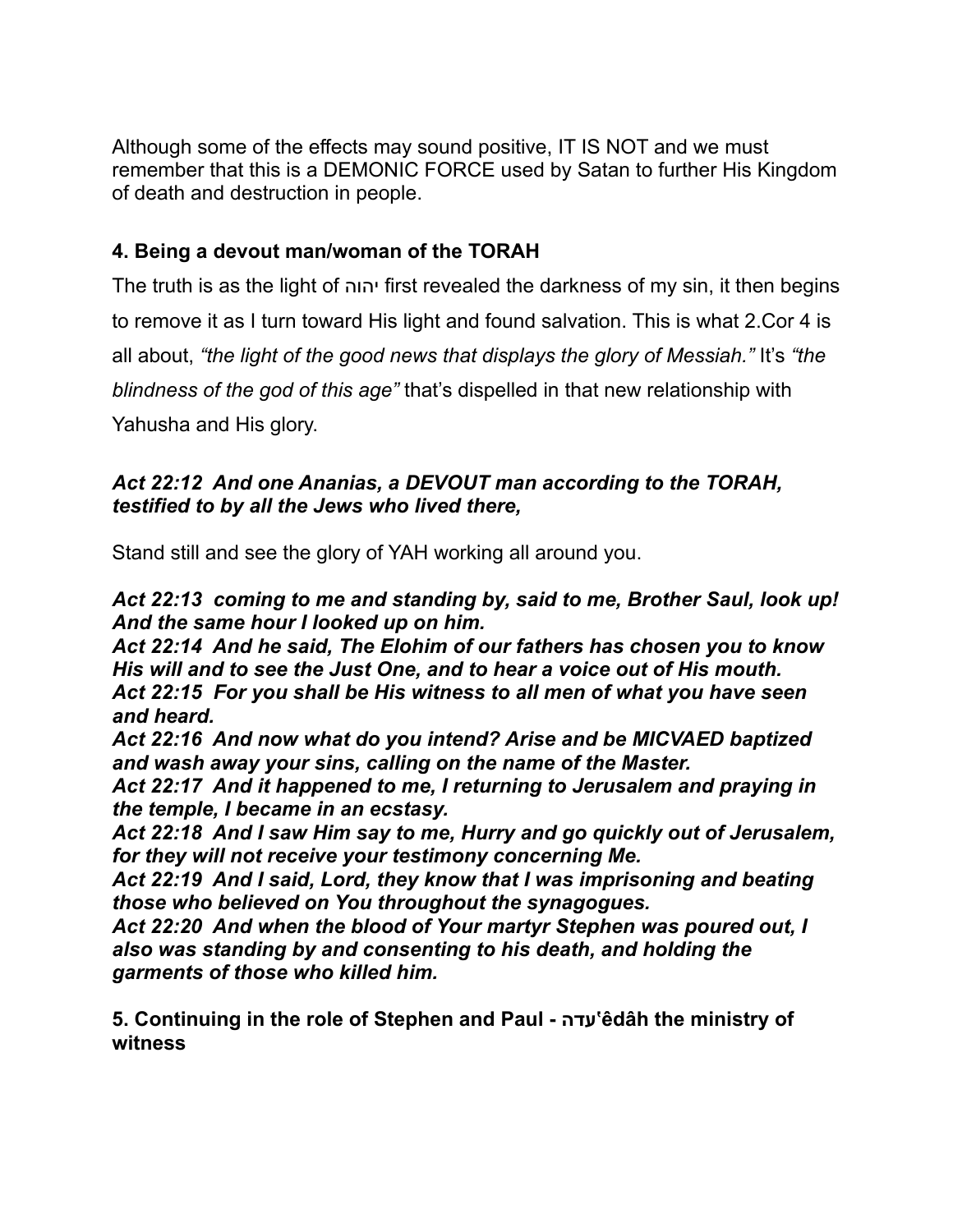Although some of the effects may sound positive, IT IS NOT and we must remember that this is a DEMONIC FORCE used by Satan to further His Kingdom of death and destruction in people.

**4. Being a devout man/woman of the TORAH**

The truth is as the light of יהוה first revealed the darkness of my sin, it then begins to remove it as I turn toward His light and found salvation. This is what 2.Cor 4 is all about, *"the light of the good news that displays the glory of Messiah."* It's *"the blindness of the god of this age"* that's dispelled in that new relationship with Yahusha and His glory.

***Act 22:12 And one Ananias, a DEVOUT man according to the TORAH, testified to by all the Jews who lived there,***

Stand still and see the glory of YAH working all around you.

***Act 22:13 coming to me and standing by, said to me, Brother Saul, look up! And the same hour I looked up on him.***
***Act 22:14 And he said, The Elohim of our fathers has chosen you to know His will and to see the Just One, and to hear a voice out of His mouth.***
***Act 22:15 For you shall be His witness to all men of what you have seen and heard.***
***Act 22:16 And now what do you intend? Arise and be MICVAED baptized and wash away your sins, calling on the name of the Master.***
***Act 22:17 And it happened to me, I returning to Jerusalem and praying in the temple, I became in an ecstasy.***
***Act 22:18 And I saw Him say to me, Hurry and go quickly out of Jerusalem, for they will not receive your testimony concerning Me.***
***Act 22:19 And I said, Lord, they know that I was imprisoning and beating those who believed on You throughout the synagogues.***
***Act 22:20 And when the blood of Your martyr Stephen was poured out, I also was standing by and consenting to his death, and holding the garments of those who killed him.***

**5. Continuing in the role of Stephen and Paul - עדה‛êdâh the ministry of witness**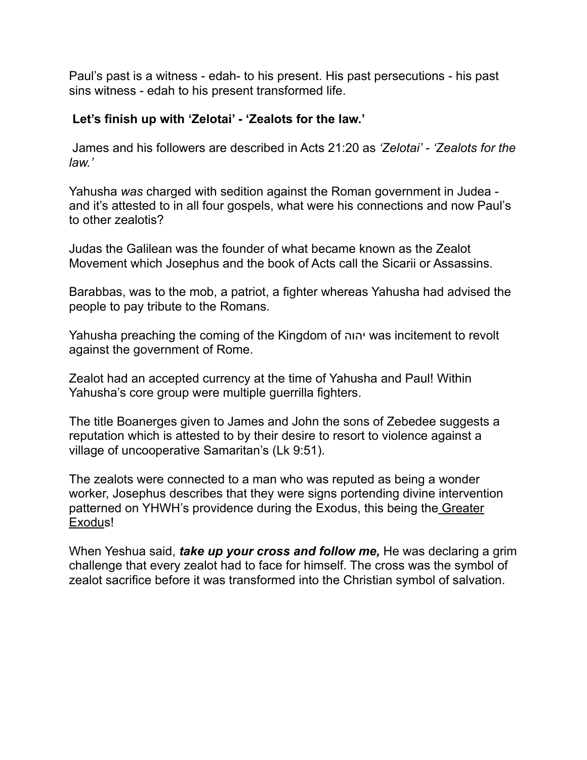Paul's past is a witness - edah- to his present. His past persecutions - his past sins witness - edah to his present transformed life.

**Let's finish up with 'Zelotai' - 'Zealots for the law.'**

James and his followers are described in Acts 21:20 as *'Zelotai'* - *'Zealots for the law.'*

Yahusha *was* charged with sedition against the Roman government in Judea - and it's attested to in all four gospels, what were his connections and now Paul's to other zealotis?

Judas the Galilean was the founder of what became known as the Zealot Movement which Josephus and the book of Acts call the Sicarii or Assassins.

Barabbas, was to the mob, a patriot, a fighter whereas Yahusha had advised the people to pay tribute to the Romans.

Yahusha preaching the coming of the Kingdom of יהוה was incitement to revolt against the government of Rome.

Zealot had an accepted currency at the time of Yahusha and Paul! Within Yahusha's core group were multiple guerrilla fighters.

The title Boanerges given to James and John the sons of Zebedee suggests a reputation which is attested to by their desire to resort to violence against a village of uncooperative Samaritan's (Lk 9:51).

The zealots were connected to a man who was reputed as being a wonder worker, Josephus describes that they were signs portending divine intervention patterned on YHWH's providence during the Exodus, this being the Greater Exodus!

When Yeshua said, ***take up your cross and follow me,*** He was declaring a grim challenge that every zealot had to face for himself. The cross was the symbol of zealot sacrifice before it was transformed into the Christian symbol of salvation.